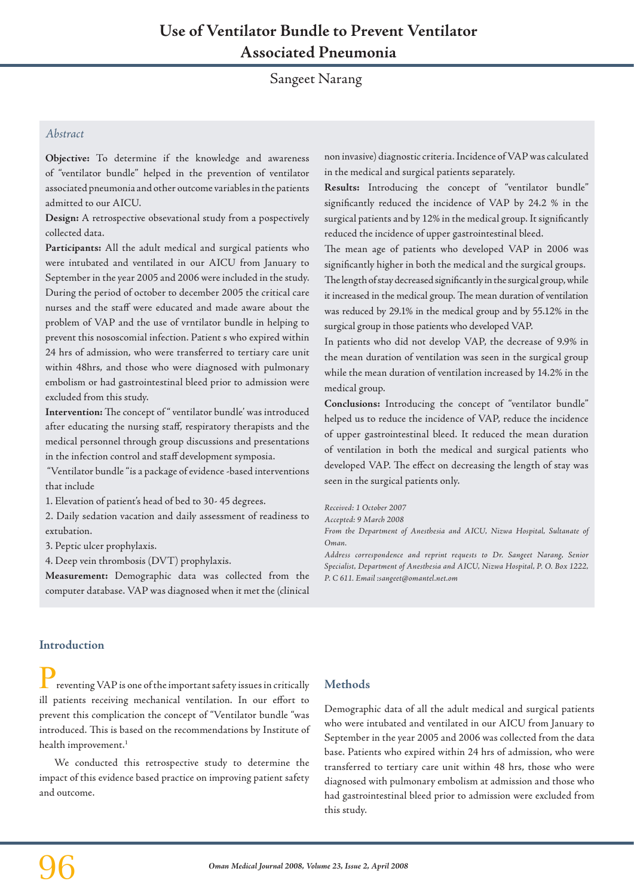# Use of Ventilator Bundle to Prevent Ventilator Associated Pneumonia

Sangeet Narang

## *Abstract*

**Objective:** To determine if the knowledge and awareness of "ventilator bundle" helped in the prevention of ventilator associated pneumonia and other outcome variables in the patients admitted to our AICU.

**Design:** A retrospective obsevational study from a pospectively collected data.

**Participants:** All the adult medical and surgical patients who were intubated and ventilated in our AICU from January to September in the year 2005 and 2006 were included in the study. During the period of october to december 2005 the critical care nurses and the staff were educated and made aware about the problem of VAP and the use of vrntilator bundle in helping to prevent this nososcomial infection. Patient s who expired within 24 hrs of admission, who were transferred to tertiary care unit within 48hrs, and those who were diagnosed with pulmonary embolism or had gastrointestinal bleed prior to admission were excluded from this study.

**Intervention:** The concept of " ventilator bundle' was introduced after educating the nursing staff, respiratory therapists and the medical personnel through group discussions and presentations in the infection control and staff development symposia.

"Ventilator bundle "is a package of evidence -based interventions that include

1. Elevation of patient's head of bed to 30- 45 degrees.
2. Daily sedation vacation and daily assessment of readiness to extubation.
3. Peptic ulcer prophylaxis.
4. Deep vein thrombosis (DVT) prophylaxis.

**Measurement:** Demographic data was collected from the computer database. VAP was diagnosed when it met the (clinical non invasive) diagnostic criteria. Incidence of VAP was calculated in the medical and surgical patients separately.

**Results:** Introducing the concept of "ventilator bundle" significantly reduced the incidence of VAP by 24.2 % in the surgical patients and by 12% in the medical group. It significantly reduced the incidence of upper gastrointestinal bleed.

The mean age of patients who developed VAP in 2006 was significantly higher in both the medical and the surgical groups. The length of stay decreased significantly in the surgical group, while it increased in the medical group. The mean duration of ventilation was reduced by 29.1% in the medical group and by 55.12% in the surgical group in those patients who developed VAP.

In patients who did not develop VAP, the decrease of 9.9% in the mean duration of ventilation was seen in the surgical group while the mean duration of ventilation increased by 14.2% in the medical group.

**Conclusions:** Introducing the concept of "ventilator bundle" helped us to reduce the incidence of VAP, reduce the incidence of upper gastrointestinal bleed. It reduced the mean duration of ventilation in both the medical and surgical patients who developed VAP. The effect on decreasing the length of stay was seen in the surgical patients only.

*Received: 1 October 2007*
*Accepted: 9 March 2008*
*From the Department of Anesthesia and AICU, Nizwa Hospital, Sultanate of Oman.*
*Address correspondence and reprint requests to Dr. Sangeet Narang, Senior Specialist, Department of Anesthesia and AICU, Nizwa Hospital, P. O. Box 1222, P. C 611. Email :sangeet@omantel.net.om*

## Introduction

Preventing VAP is one of the important safety issues in critically ill patients receiving mechanical ventilation. In our effort to prevent this complication the concept of "Ventilator bundle "was introduced. This is based on the recommendations by Institute of health improvement.[1]

We conducted this retrospective study to determine the impact of this evidence based practice on improving patient safety and outcome.

## Methods

Demographic data of all the adult medical and surgical patients who were intubated and ventilated in our AICU from January to September in the year 2005 and 2006 was collected from the data base. Patients who expired within 24 hrs of admission, who were transferred to tertiary care unit within 48 hrs, those who were diagnosed with pulmonary embolism at admission and those who had gastrointestinal bleed prior to admission were excluded from this study.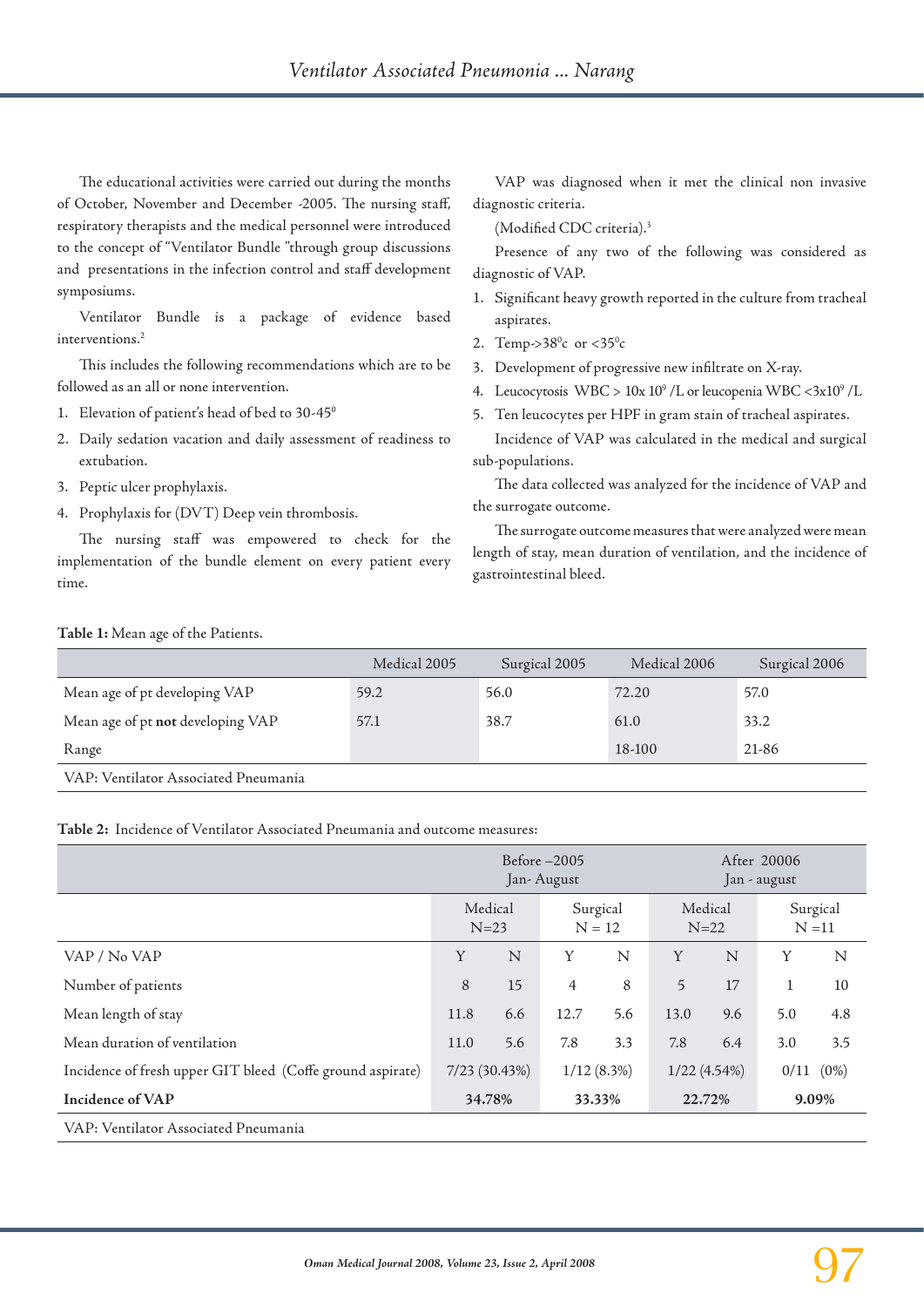The educational activities were carried out during the months of October, November and December -2005. The nursing staff, respiratory therapists and the medical personnel were introduced to the concept of "Ventilator Bundle "through group discussions and presentations in the infection control and staff development symposiums.

Ventilator Bundle is a package of evidence based interventions.[2]

This includes the following recommendations which are to be followed as an all or none intervention.

1. Elevation of patient's head of bed to 30-45$^0$
2. Daily sedation vacation and daily assessment of readiness to extubation.
3. Peptic ulcer prophylaxis.
4. Prophylaxis for (DVT) Deep vein thrombosis.

The nursing staff was empowered to check for the implementation of the bundle element on every patient every time.

VAP was diagnosed when it met the clinical non invasive diagnostic criteria.

(Modified CDC criteria).[3]

Presence of any two of the following was considered as diagnostic of VAP.

1. Significant heavy growth reported in the culture from tracheal aspirates.
2. Temp->38$^0$c or <35$^0$c
3. Development of progressive new infiltrate on X-ray.
4. Leucocytosis WBC > 10x $10^9$ /L or leucopenia WBC <3x$10^9$ /L
5. Ten leucocytes per HPF in gram stain of tracheal aspirates.

Incidence of VAP was calculated in the medical and surgical sub-populations.

The data collected was analyzed for the incidence of VAP and the surrogate outcome.

The surrogate outcome measures that were analyzed were mean length of stay, mean duration of ventilation, and the incidence of gastrointestinal bleed.

**Table 1:** Mean age of the Patients.

| | Medical 2005 | Surgical 2005 | Medical 2006 | Surgical 2006 |
|---|---|---|---|---|
| Mean age of pt developing VAP | 59.2 | 56.0 | 72.20 | 57.0 |
| Mean age of pt **not** developing VAP | 57.1 | 38.7 | 61.0 | 33.2 |
| Range | | | 18-100 | 21-86 |

VAP: Ventilator Associated Pneumania

**Table 2:** Incidence of Ventilator Associated Pneumania and outcome measures:

| | Before –2005 Jan- August | | | | After 20006 Jan - august | | | |
|---|---|---|---|---|---|---|---|---|
| | Medical N=23 | | Surgical N = 12 | | Medical N=22 | | Surgical N =11 | |
| VAP / No VAP | Y | N | Y | N | Y | N | Y | N |
| Number of patients | 8 | 15 | 4 | 8 | 5 | 17 | 1 | 10 |
| Mean length of stay | 11.8 | 6.6 | 12.7 | 5.6 | 13.0 | 9.6 | 5.0 | 4.8 |
| Mean duration of ventilation | 11.0 | 5.6 | 7.8 | 3.3 | 7.8 | 6.4 | 3.0 | 3.5 |
| Incidence of fresh upper GIT bleed (Coffe ground aspirate) | 7/23 (30.43%) | | 1/12 (8.3%) | | 1/22 (4.54%) | | 0/11 (0%) | |
| **Incidence of VAP** | **34.78%** | | **33.33%** | | **22.72%** | | **9.09%** | |

VAP: Ventilator Associated Pneumania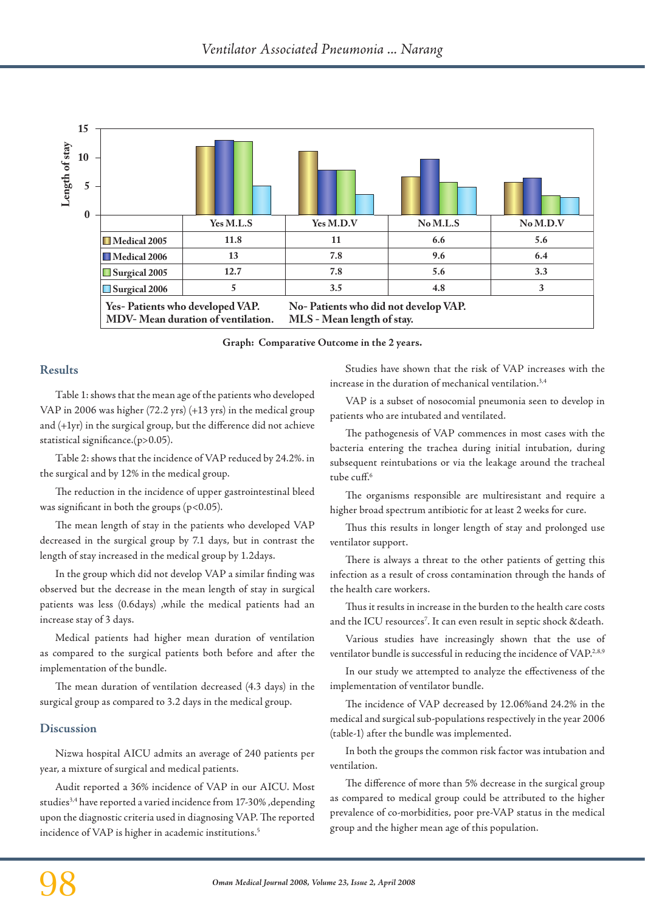| | Yes M.L.S | Yes M.D.V | No M.L.S | No M.D.V |
|---|---|---|---|---|
| Medical 2005 | 11.8 | 11 | 6.6 | 5.6 |
| Medical 2006 | 13 | 7.8 | 9.6 | 6.4 |
| Surgical 2005 | 12.7 | 7.8 | 5.6 | 3.3 |
| Surgical 2006 | 5 | 3.5 | 4.8 | 3 |

Yes- Patients who developed VAP. No- Patients who did not develop VAP.
MDV- Mean duration of ventilation. MLS - Mean length of stay.

**Graph: Comparative Outcome in the 2 years.**

## Results

Table 1: shows that the mean age of the patients who developed VAP in 2006 was higher (72.2 yrs) (+13 yrs) in the medical group and (+1yr) in the surgical group, but the difference did not achieve statistical significance.($p>0.05$).

Table 2: shows that the incidence of VAP reduced by 24.2%. in the surgical and by 12% in the medical group.

The reduction in the incidence of upper gastrointestinal bleed was significant in both the groups ($p<0.05$).

The mean length of stay in the patients who developed VAP decreased in the surgical group by 7.1 days, but in contrast the length of stay increased in the medical group by 1.2days.

In the group which did not develop VAP a similar finding was observed but the decrease in the mean length of stay in surgical patients was less (0.6days) ,while the medical patients had an increase stay of 3 days.

Medical patients had higher mean duration of ventilation as compared to the surgical patients both before and after the implementation of the bundle.

The mean duration of ventilation decreased (4.3 days) in the surgical group as compared to 3.2 days in the medical group.

## Discussion

Nizwa hospital AICU admits an average of 240 patients per year, a mixture of surgical and medical patients.

Audit reported a 36% incidence of VAP in our AICU. Most studies[3,4] have reported a varied incidence from 17-30% ,depending upon the diagnostic criteria used in diagnosing VAP. The reported incidence of VAP is higher in academic institutions.[5]

Studies have shown that the risk of VAP increases with the increase in the duration of mechanical ventilation.[3,4]

VAP is a subset of nosocomial pneumonia seen to develop in patients who are intubated and ventilated.

The pathogenesis of VAP commences in most cases with the bacteria entering the trachea during initial intubation, during subsequent reintubations or via the leakage around the tracheal tube cuff.[6]

The organisms responsible are multiresistant and require a higher broad spectrum antibiotic for at least 2 weeks for cure.

Thus this results in longer length of stay and prolonged use ventilator support.

There is always a threat to the other patients of getting this infection as a result of cross contamination through the hands of the health care workers.

Thus it results in increase in the burden to the health care costs and the ICU resources[7]. It can even result in septic shock &death.

Various studies have increasingly shown that the use of ventilator bundle is successful in reducing the incidence of VAP.[2,8,9]

In our study we attempted to analyze the effectiveness of the implementation of ventilator bundle.

The incidence of VAP decreased by 12.06%and 24.2% in the medical and surgical sub-populations respectively in the year 2006 (table-1) after the bundle was implemented.

In both the groups the common risk factor was intubation and ventilation.

The difference of more than 5% decrease in the surgical group as compared to medical group could be attributed to the higher prevalence of co-morbidities, poor pre-VAP status in the medical group and the higher mean age of this population.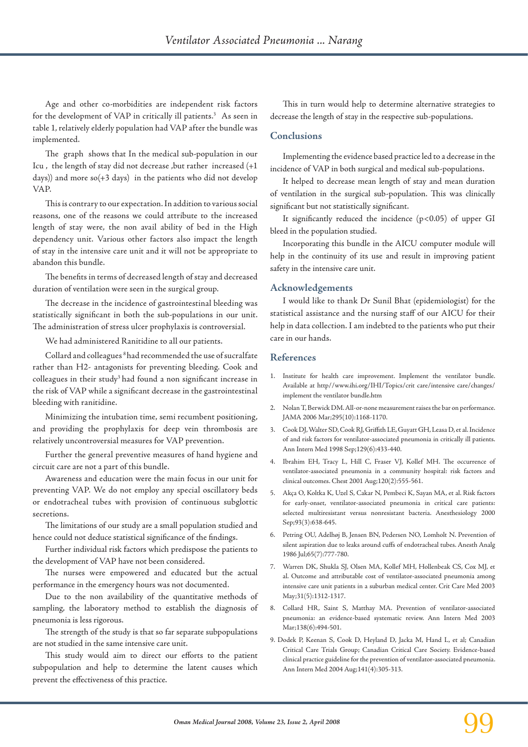Age and other co-morbidities are independent risk factors for the development of VAP in critically ill patients.[3] As seen in table 1, relatively elderly population had VAP after the bundle was implemented.

The graph shows that In the medical sub-population in our Icu , the length of stay did not decrease ,but rather increased (+1 days)) and more so(+3 days) in the patients who did not develop VAP.

This is contrary to our expectation. In addition to various social reasons, one of the reasons we could attribute to the increased length of stay were, the non avail ability of bed in the High dependency unit. Various other factors also impact the length of stay in the intensive care unit and it will not be appropriate to abandon this bundle.

The benefits in terms of decreased length of stay and decreased duration of ventilation were seen in the surgical group.

The decrease in the incidence of gastrointestinal bleeding was statistically significant in both the sub-populations in our unit. The administration of stress ulcer prophylaxis is controversial.

We had administered Ranitidine to all our patients.

Collard and colleagues[8] had recommended the use of sucralfate rather than H2- antagonists for preventing bleeding. Cook and colleagues in their study[3] had found a non significant increase in the risk of VAP while a significant decrease in the gastrointestinal bleeding with ranitidine.

Minimizing the intubation time, semi recumbent positioning, and providing the prophylaxis for deep vein thrombosis are relatively uncontroversial measures for VAP prevention.

Further the general preventive measures of hand hygiene and circuit care are not a part of this bundle.

Awareness and education were the main focus in our unit for preventing VAP. We do not employ any special oscillatory beds or endotracheal tubes with provision of continuous subglottic secretions.

The limitations of our study are a small population studied and hence could not deduce statistical significance of the findings.

Further individual risk factors which predispose the patients to the development of VAP have not been considered.

The nurses were empowered and educated but the actual performance in the emergency hours was not documented.

Due to the non availability of the quantitative methods of sampling, the laboratory method to establish the diagnosis of pneumonia is less rigorous.

The strength of the study is that so far separate subpopulations are not studied in the same intensive care unit.

This study would aim to direct our efforts to the patient subpopulation and help to determine the latent causes which prevent the effectiveness of this practice.

This in turn would help to determine alternative strategies to decrease the length of stay in the respective sub-populations.

## Conclusions

Implementing the evidence based practice led to a decrease in the incidence of VAP in both surgical and medical sub-populations.

It helped to decrease mean length of stay and mean duration of ventilation in the surgical sub-population. This was clinically significant but not statistically significant.

It significantly reduced the incidence ($p<0.05$) of upper GI bleed in the population studied.

Incorporating this bundle in the AICU computer module will help in the continuity of its use and result in improving patient safety in the intensive care unit.

## Acknowledgements

I would like to thank Dr Sunil Bhat (epidemiologist) for the statistical assistance and the nursing staff of our AICU for their help in data collection. I am indebted to the patients who put their care in our hands.

## References

1. Institute for health care improvement. Implement the ventilator bundle. Available at http//www.ihi.org/IHI/Topics/crit care/intensive care/changes/implement the ventilator bundle.htm
2. Nolan T, Berwick DM. All-or-none measurement raises the bar on performance. JAMA 2006 Mar;295(10):1168-1170.
3. Cook DJ, Walter SD, Cook RJ, Griffith LE, Guyatt GH, Leasa D, et al. Incidence of and risk factors for ventilator-associated pneumonia in critically ill patients. Ann Intern Med 1998 Sep;129(6):433-440.
4. Ibrahim EH, Tracy L, Hill C, Fraser VJ, Kollef MH. The occurrence of ventilator-associated pneumonia in a community hospital: risk factors and clinical outcomes. Chest 2001 Aug;120(2):555-561.
5. Akça O, Koltka K, Uzel S, Cakar N, Pembeci K, Sayan MA, et al. Risk factors for early-onset, ventilator-associated pneumonia in critical care patients: selected multiresistant versus nonresistant bacteria. Anesthesiology 2000 Sep;93(3):638-645.
6. Petring OU, Adelhøj B, Jensen BN, Pedersen NO, Lomholt N. Prevention of silent aspiration due to leaks around cuffs of endotracheal tubes. Anesth Analg 1986 Jul;65(7):777-780.
7. Warren DK, Shukla SJ, Olsen MA, Kollef MH, Hollenbeak CS, Cox MJ, et al. Outcome and attributable cost of ventilator-associated pneumonia among intensive care unit patients in a suburban medical center. Crit Care Med 2003 May;31(5):1312-1317.
8. Collard HR, Saint S, Matthay MA. Prevention of ventilator-associated pneumonia: an evidence-based systematic review. Ann Intern Med 2003 Mar;138(6):494-501.
9. Dodek P, Keenan S, Cook D, Heyland D, Jacka M, Hand L, et al; Canadian Critical Care Trials Group; Canadian Critical Care Society. Evidence-based clinical practice guideline for the prevention of ventilator-associated pneumonia. Ann Intern Med 2004 Aug;141(4):305-313.